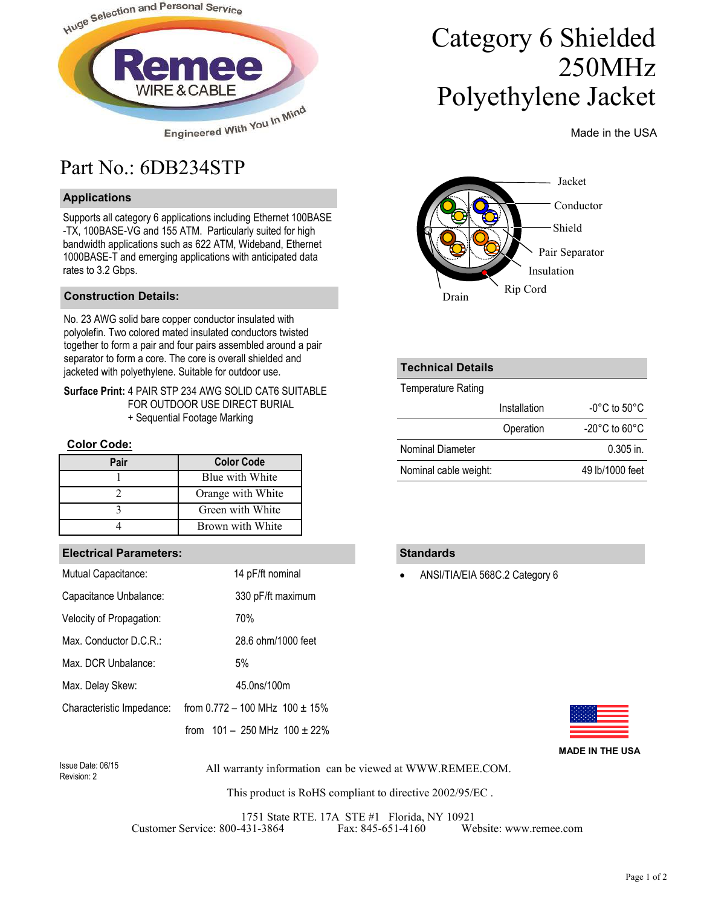Huge Selection and Personal Service

**Remee** WIRE & CABLE

Engineered With You In Mind

# Category 6 Shielded 250MHz Polyethylene Jacket

Made in the USA

## Part No.: 6DB234STP

### Applications

Supports all category 6 applications including Ethernet 100BASE-TX, 100BASE-VG and 155 ATM. Particularly suited for high bandwidth applications such as 622 ATM, Wideband, Ethernet 1000BASE-T and emerging applications with anticipated data rates to 3.2 Gbps.

### Construction Details:

No. 23 AWG solid bare copper conductor insulated with polyolefin. Two colored mated insulated conductors twisted together to form a pair and four pairs assembled around a pair separator to form a core. The core is overall shielded and jacketed with polyethylene. Suitable for outdoor use.

**Surface Print:** 4 PAIR STP 234 AWG SOLID CAT6 SUITABLE FOR OUTDOOR USE DIRECT BURIAL
+ Sequential Footage Marking

Jacket, Conductor, Shield, Pair Separator, Insulation, Rip Cord, Drain

**Color Code:**

| Pair | Color Code |
|---|---|
| 1 | Blue with White |
| 2 | Orange with White |
| 3 | Green with White |
| 4 | Brown with White |

### Technical Details

| Temperature Rating | | |
|---|---|---|
| | Installation | -0°C to 50°C |
| | Operation | -20°C to 60°C |
| Nominal Diameter | | 0.305 in. |
| Nominal cable weight: | | 49 lb/1000 feet |

### Electrical Parameters:

| | |
|---|---|
| Mutual Capacitance: | 14 pF/ft nominal |
| Capacitance Unbalance: | 330 pF/ft maximum |
| Velocity of Propagation: | 70% |
| Max. Conductor D.C.R.: | 28.6 ohm/1000 feet |
| Max. DCR Unbalance: | 5% |
| Max. Delay Skew: | 45.0ns/100m |
| Characteristic Impedance: | from 0.772 – 100 MHz 100 ± 15% |
| | from 101 – 250 MHz 100 ± 22% |

### Standards

- ANSI/TIA/EIA 568C.2 Category 6

MADE IN THE USA

Issue Date: 06/15
Revision: 2

All warranty information can be viewed at WWW.REMEE.COM.

This product is RoHS compliant to directive 2002/95/EC .

1751 State RTE. 17A STE #1 Florida, NY 10921
Customer Service: 800-431-3864 Fax: 845-651-4160 Website: www.remee.com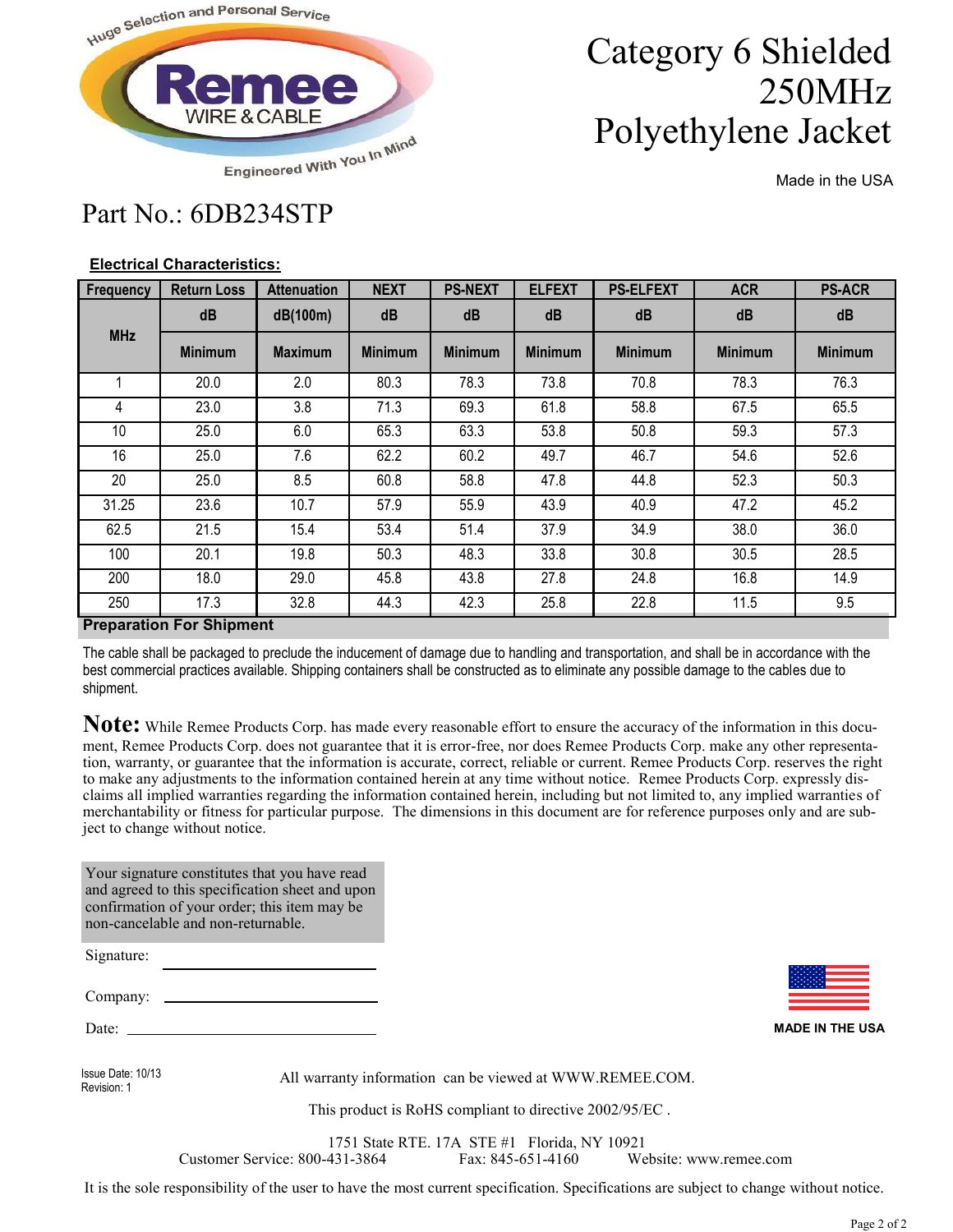Huge Selection and Personal Service

**Remee** WIRE & CABLE

Engineered With You In Mind

# Category 6 Shielded 250MHz Polyethylene Jacket

Made in the USA

## Part No.: 6DB234STP

**Electrical Characteristics:**

| Frequency | Return Loss | Attenuation | NEXT | PS-NEXT | ELFEXT | PS-ELFEXT | ACR | PS-ACR |
|---|---|---|---|---|---|---|---|---|
| MHz | dB | dB(100m) | dB | dB | dB | dB | dB | dB |
| | Minimum | Maximum | Minimum | Minimum | Minimum | Minimum | Minimum | Minimum |
| 1 | 20.0 | 2.0 | 80.3 | 78.3 | 73.8 | 70.8 | 78.3 | 76.3 |
| 4 | 23.0 | 3.8 | 71.3 | 69.3 | 61.8 | 58.8 | 67.5 | 65.5 |
| 10 | 25.0 | 6.0 | 65.3 | 63.3 | 53.8 | 50.8 | 59.3 | 57.3 |
| 16 | 25.0 | 7.6 | 62.2 | 60.2 | 49.7 | 46.7 | 54.6 | 52.6 |
| 20 | 25.0 | 8.5 | 60.8 | 58.8 | 47.8 | 44.8 | 52.3 | 50.3 |
| 31.25 | 23.6 | 10.7 | 57.9 | 55.9 | 43.9 | 40.9 | 47.2 | 45.2 |
| 62.5 | 21.5 | 15.4 | 53.4 | 51.4 | 37.9 | 34.9 | 38.0 | 36.0 |
| 100 | 20.1 | 19.8 | 50.3 | 48.3 | 33.8 | 30.8 | 30.5 | 28.5 |
| 200 | 18.0 | 29.0 | 45.8 | 43.8 | 27.8 | 24.8 | 16.8 | 14.9 |
| 250 | 17.3 | 32.8 | 44.3 | 42.3 | 25.8 | 22.8 | 11.5 | 9.5 |

**Preparation For Shipment**

The cable shall be packaged to preclude the inducement of damage due to handling and transportation, and shall be in accordance with the best commercial practices available. Shipping containers shall be constructed as to eliminate any possible damage to the cables due to shipment.

**Note:** While Remee Products Corp. has made every reasonable effort to ensure the accuracy of the information in this document, Remee Products Corp. does not guarantee that it is error-free, nor does Remee Products Corp. make any other representation, warranty, or guarantee that the information is accurate, correct, reliable or current. Remee Products Corp. reserves the right to make any adjustments to the information contained herein at any time without notice. Remee Products Corp. expressly disclaims all implied warranties regarding the information contained herein, including but not limited to, any implied warranties of merchantability or fitness for particular purpose. The dimensions in this document are for reference purposes only and are subject to change without notice.

Your signature constitutes that you have read and agreed to this specification sheet and upon confirmation of your order; this item may be non-cancelable and non-returnable.

Signature: ____________________

Company: ____________________

Date: ____________________

MADE IN THE USA

Issue Date: 10/13
Revision: 1

All warranty information can be viewed at WWW.REMEE.COM.

This product is RoHS compliant to directive 2002/95/EC .

1751 State RTE. 17A STE #1 Florida, NY 10921
Customer Service: 800-431-3864 Fax: 845-651-4160 Website: www.remee.com

It is the sole responsibility of the user to have the most current specification. Specifications are subject to change without notice.